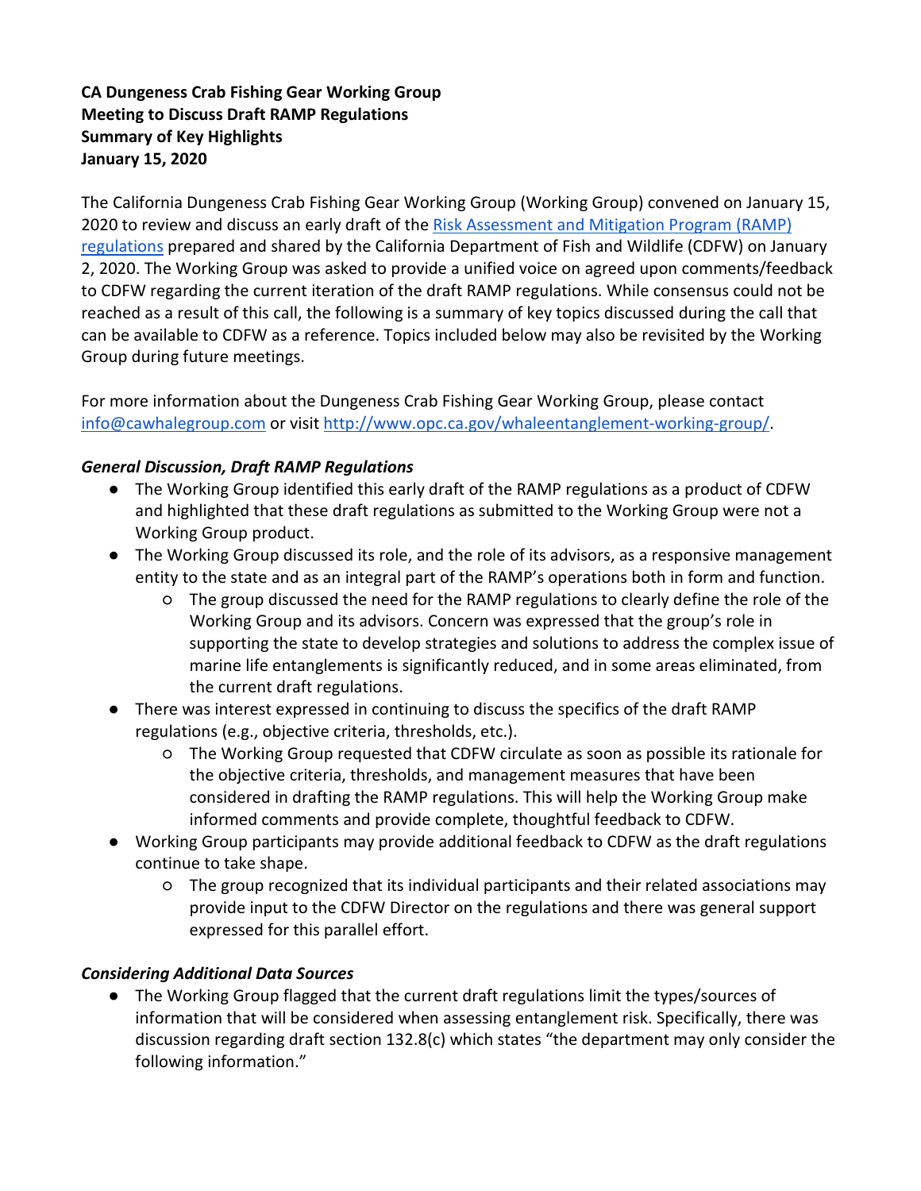**CA Dungeness Crab Fishing Gear Working Group**
**Meeting to Discuss Draft RAMP Regulations**
**Summary of Key Highlights**
**January 15, 2020**

The California Dungeness Crab Fishing Gear Working Group (Working Group) convened on January 15, 2020 to review and discuss an early draft of the [Risk Assessment and Mitigation Program (RAMP) regulations](#) prepared and shared by the California Department of Fish and Wildlife (CDFW) on January 2, 2020. The Working Group was asked to provide a unified voice on agreed upon comments/feedback to CDFW regarding the current iteration of the draft RAMP regulations. While consensus could not be reached as a result of this call, the following is a summary of key topics discussed during the call that can be available to CDFW as a reference. Topics included below may also be revisited by the Working Group during future meetings.

For more information about the Dungeness Crab Fishing Gear Working Group, please contact [info@cawhalegroup.com](mailto:info@cawhalegroup.com) or visit [http://www.opc.ca.gov/whaleentanglement-working-group/](http://www.opc.ca.gov/whaleentanglement-working-group/).

***General Discussion, Draft RAMP Regulations***

- The Working Group identified this early draft of the RAMP regulations as a product of CDFW and highlighted that these draft regulations as submitted to the Working Group were not a Working Group product.
- The Working Group discussed its role, and the role of its advisors, as a responsive management entity to the state and as an integral part of the RAMP's operations both in form and function.
  - The group discussed the need for the RAMP regulations to clearly define the role of the Working Group and its advisors. Concern was expressed that the group's role in supporting the state to develop strategies and solutions to address the complex issue of marine life entanglements is significantly reduced, and in some areas eliminated, from the current draft regulations.
- There was interest expressed in continuing to discuss the specifics of the draft RAMP regulations (e.g., objective criteria, thresholds, etc.).
  - The Working Group requested that CDFW circulate as soon as possible its rationale for the objective criteria, thresholds, and management measures that have been considered in drafting the RAMP regulations. This will help the Working Group make informed comments and provide complete, thoughtful feedback to CDFW.
- Working Group participants may provide additional feedback to CDFW as the draft regulations continue to take shape.
  - The group recognized that its individual participants and their related associations may provide input to the CDFW Director on the regulations and there was general support expressed for this parallel effort.

***Considering Additional Data Sources***

- The Working Group flagged that the current draft regulations limit the types/sources of information that will be considered when assessing entanglement risk. Specifically, there was discussion regarding draft section 132.8(c) which states "the department may only consider the following information."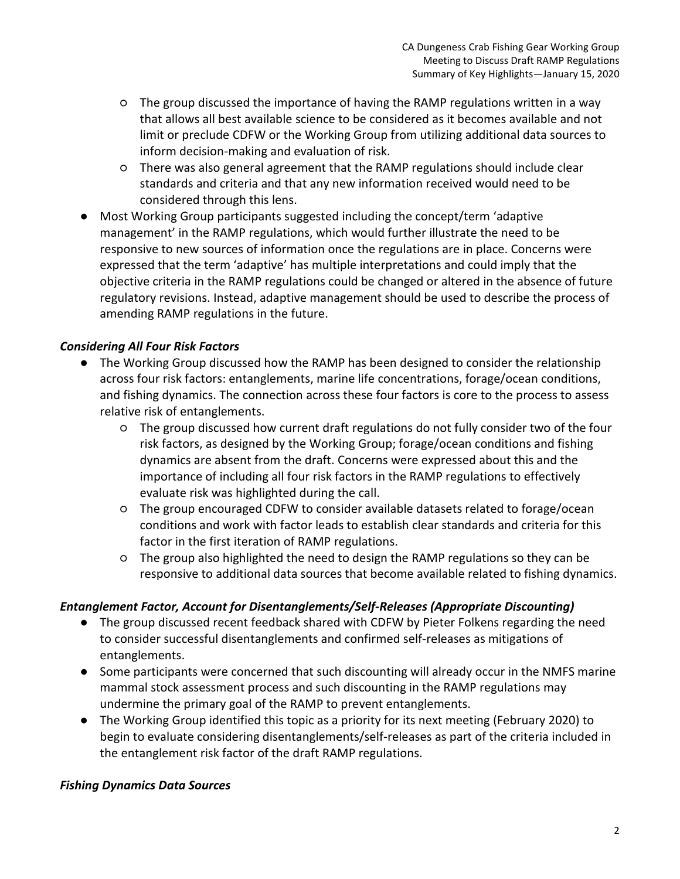- The group discussed the importance of having the RAMP regulations written in a way that allows all best available science to be considered as it becomes available and not limit or preclude CDFW or the Working Group from utilizing additional data sources to inform decision-making and evaluation of risk.
  - There was also general agreement that the RAMP regulations should include clear standards and criteria and that any new information received would need to be considered through this lens.
- Most Working Group participants suggested including the concept/term 'adaptive management' in the RAMP regulations, which would further illustrate the need to be responsive to new sources of information once the regulations are in place. Concerns were expressed that the term 'adaptive' has multiple interpretations and could imply that the objective criteria in the RAMP regulations could be changed or altered in the absence of future regulatory revisions. Instead, adaptive management should be used to describe the process of amending RAMP regulations in the future.

### *Considering All Four Risk Factors*

- The Working Group discussed how the RAMP has been designed to consider the relationship across four risk factors: entanglements, marine life concentrations, forage/ocean conditions, and fishing dynamics. The connection across these four factors is core to the process to assess relative risk of entanglements.
  - The group discussed how current draft regulations do not fully consider two of the four risk factors, as designed by the Working Group; forage/ocean conditions and fishing dynamics are absent from the draft. Concerns were expressed about this and the importance of including all four risk factors in the RAMP regulations to effectively evaluate risk was highlighted during the call.
  - The group encouraged CDFW to consider available datasets related to forage/ocean conditions and work with factor leads to establish clear standards and criteria for this factor in the first iteration of RAMP regulations.
  - The group also highlighted the need to design the RAMP regulations so they can be responsive to additional data sources that become available related to fishing dynamics.

### *Entanglement Factor, Account for Disentanglements/Self-Releases (Appropriate Discounting)*

- The group discussed recent feedback shared with CDFW by Pieter Folkens regarding the need to consider successful disentanglements and confirmed self-releases as mitigations of entanglements.
- Some participants were concerned that such discounting will already occur in the NMFS marine mammal stock assessment process and such discounting in the RAMP regulations may undermine the primary goal of the RAMP to prevent entanglements.
- The Working Group identified this topic as a priority for its next meeting (February 2020) to begin to evaluate considering disentanglements/self-releases as part of the criteria included in the entanglement risk factor of the draft RAMP regulations.

### *Fishing Dynamics Data Sources*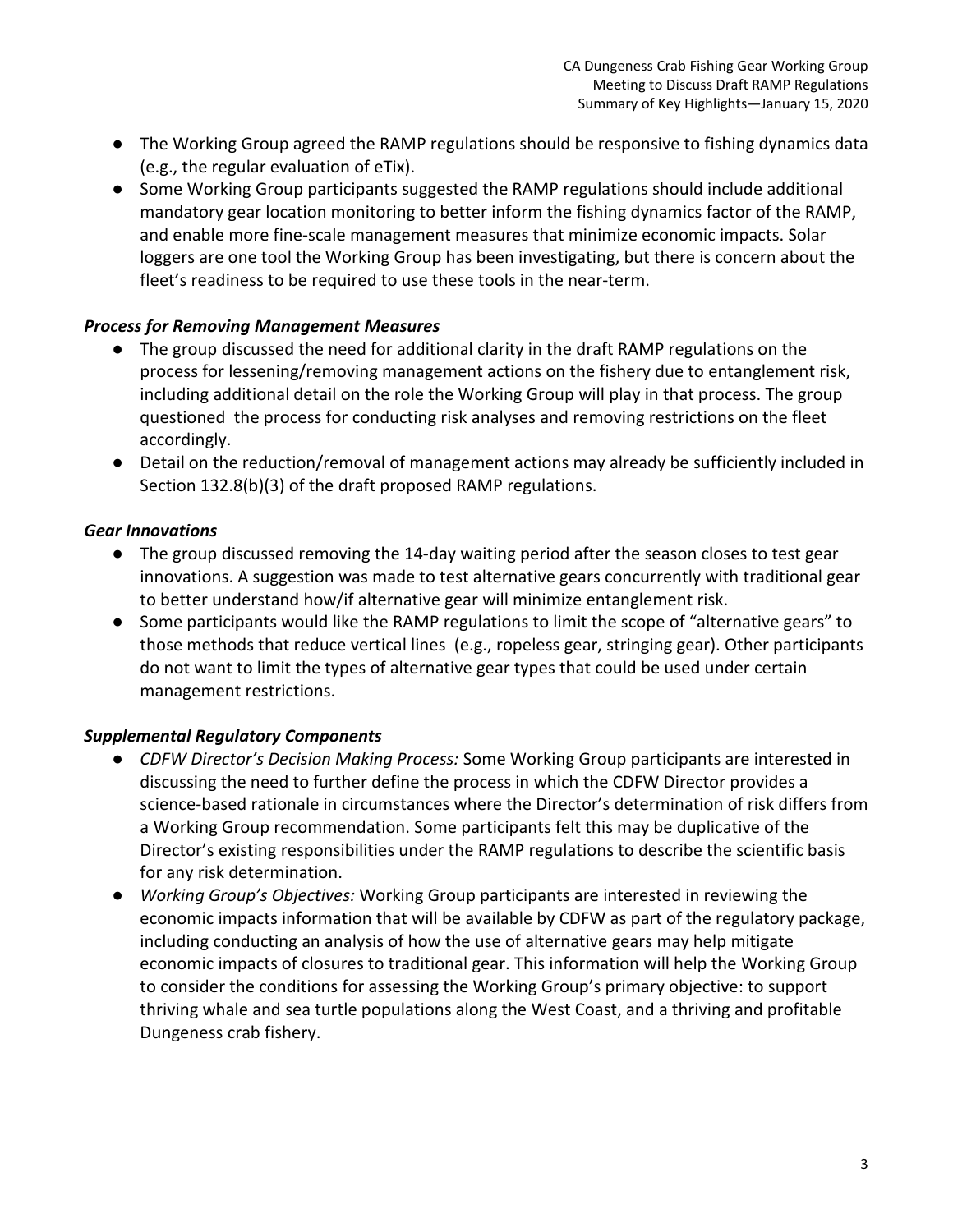- The Working Group agreed the RAMP regulations should be responsive to fishing dynamics data (e.g., the regular evaluation of eTix).
- Some Working Group participants suggested the RAMP regulations should include additional mandatory gear location monitoring to better inform the fishing dynamics factor of the RAMP, and enable more fine-scale management measures that minimize economic impacts. Solar loggers are one tool the Working Group has been investigating, but there is concern about the fleet's readiness to be required to use these tools in the near-term.

### *Process for Removing Management Measures*

- The group discussed the need for additional clarity in the draft RAMP regulations on the process for lessening/removing management actions on the fishery due to entanglement risk, including additional detail on the role the Working Group will play in that process. The group questioned the process for conducting risk analyses and removing restrictions on the fleet accordingly.
- Detail on the reduction/removal of management actions may already be sufficiently included in Section 132.8(b)(3) of the draft proposed RAMP regulations.

### *Gear Innovations*

- The group discussed removing the 14-day waiting period after the season closes to test gear innovations. A suggestion was made to test alternative gears concurrently with traditional gear to better understand how/if alternative gear will minimize entanglement risk.
- Some participants would like the RAMP regulations to limit the scope of "alternative gears" to those methods that reduce vertical lines (e.g., ropeless gear, stringing gear). Other participants do not want to limit the types of alternative gear types that could be used under certain management restrictions.

### *Supplemental Regulatory Components*

- *CDFW Director's Decision Making Process:* Some Working Group participants are interested in discussing the need to further define the process in which the CDFW Director provides a science-based rationale in circumstances where the Director's determination of risk differs from a Working Group recommendation. Some participants felt this may be duplicative of the Director's existing responsibilities under the RAMP regulations to describe the scientific basis for any risk determination.
- *Working Group's Objectives:* Working Group participants are interested in reviewing the economic impacts information that will be available by CDFW as part of the regulatory package, including conducting an analysis of how the use of alternative gears may help mitigate economic impacts of closures to traditional gear. This information will help the Working Group to consider the conditions for assessing the Working Group's primary objective: to support thriving whale and sea turtle populations along the West Coast, and a thriving and profitable Dungeness crab fishery.